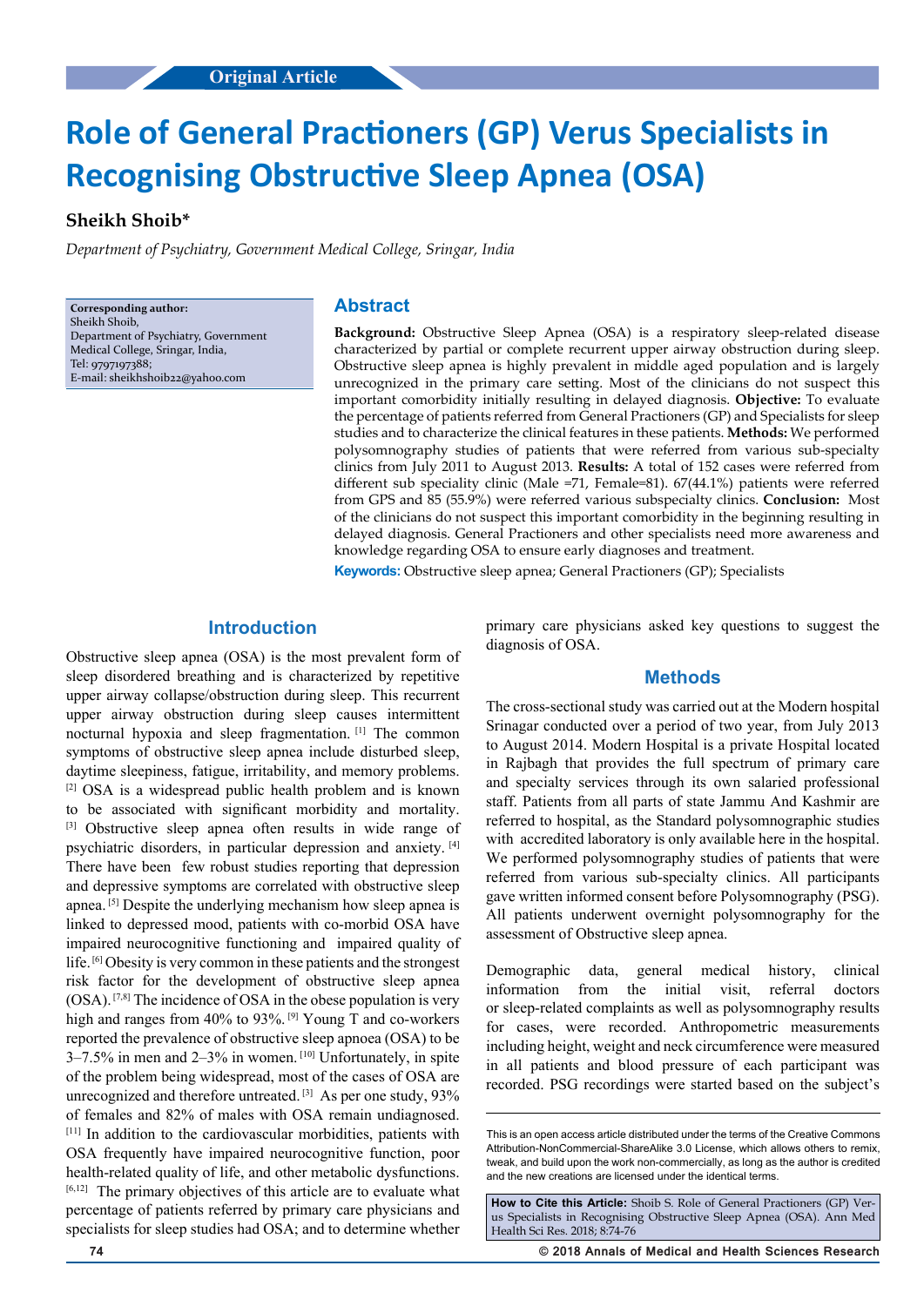Original Article

# Role of General Practioners (GP) Verus Specialists in Recognising Obstructive Sleep Apnea (OSA)

**Sheikh Shoib***

*Department of Psychiatry, Government Medical College, Sringar, India*

**Corresponding author:**
Sheikh Shoib,
Department of Psychiatry, Government Medical College, Sringar, India,
Tel: 9797197388;
E-mail: sheikhshoib22@yahoo.com

## Abstract

**Background:** Obstructive Sleep Apnea (OSA) is a respiratory sleep-related disease characterized by partial or complete recurrent upper airway obstruction during sleep. Obstructive sleep apnea is highly prevalent in middle aged population and is largely unrecognized in the primary care setting. Most of the clinicians do not suspect this important comorbidity initially resulting in delayed diagnosis. **Objective:** To evaluate the percentage of patients referred from General Practioners (GP) and Specialists for sleep studies and to characterize the clinical features in these patients. **Methods:** We performed polysomnography studies of patients that were referred from various sub-specialty clinics from July 2011 to August 2013. **Results:** A total of 152 cases were referred from different sub speciality clinic (Male =71, Female=81). 67(44.1%) patients were referred from GPS and 85 (55.9%) were referred various subspecialty clinics. **Conclusion:** Most of the clinicians do not suspect this important comorbidity in the beginning resulting in delayed diagnosis. General Practioners and other specialists need more awareness and knowledge regarding OSA to ensure early diagnoses and treatment.

**Keywords:** Obstructive sleep apnea; General Practioners (GP); Specialists

## Introduction

Obstructive sleep apnea (OSA) is the most prevalent form of sleep disordered breathing and is characterized by repetitive upper airway collapse/obstruction during sleep. This recurrent upper airway obstruction during sleep causes intermittent nocturnal hypoxia and sleep fragmentation. [1] The common symptoms of obstructive sleep apnea include disturbed sleep, daytime sleepiness, fatigue, irritability, and memory problems. [2] OSA is a widespread public health problem and is known to be associated with significant morbidity and mortality. [3] Obstructive sleep apnea often results in wide range of psychiatric disorders, in particular depression and anxiety. [4] There have been few robust studies reporting that depression and depressive symptoms are correlated with obstructive sleep apnea. [5] Despite the underlying mechanism how sleep apnea is linked to depressed mood, patients with co-morbid OSA have impaired neurocognitive functioning and impaired quality of life. [6] Obesity is very common in these patients and the strongest risk factor for the development of obstructive sleep apnea (OSA). [7,8] The incidence of OSA in the obese population is very high and ranges from 40% to 93%. [9] Young T and co-workers reported the prevalence of obstructive sleep apnoea (OSA) to be 3–7.5% in men and 2–3% in women. [10] Unfortunately, in spite of the problem being widespread, most of the cases of OSA are unrecognized and therefore untreated. [3] As per one study, 93% of females and 82% of males with OSA remain undiagnosed. [11] In addition to the cardiovascular morbidities, patients with OSA frequently have impaired neurocognitive function, poor health-related quality of life, and other metabolic dysfunctions. [6,12] The primary objectives of this article are to evaluate what percentage of patients referred by primary care physicians and specialists for sleep studies had OSA; and to determine whether primary care physicians asked key questions to suggest the diagnosis of OSA.

## Methods

The cross-sectional study was carried out at the Modern hospital Srinagar conducted over a period of two year, from July 2013 to August 2014. Modern Hospital is a private Hospital located in Rajbagh that provides the full spectrum of primary care and specialty services through its own salaried professional staff. Patients from all parts of state Jammu And Kashmir are referred to hospital, as the Standard polysomnographic studies with accredited laboratory is only available here in the hospital. We performed polysomnography studies of patients that were referred from various sub-specialty clinics. All participants gave written informed consent before Polysomnography (PSG). All patients underwent overnight polysomnography for the assessment of Obstructive sleep apnea.

Demographic data, general medical history, clinical information from the initial visit, referral doctors or sleep-related complaints as well as polysomnography results for cases, were recorded. Anthropometric measurements including height, weight and neck circumference were measured in all patients and blood pressure of each participant was recorded. PSG recordings were started based on the subject's

This is an open access article distributed under the terms of the Creative Commons Attribution-NonCommercial-ShareAlike 3.0 License, which allows others to remix, tweak, and build upon the work non-commercially, as long as the author is credited and the new creations are licensed under the identical terms.

**How to Cite this Article:** Shoib S. Role of General Practioners (GP) Verus Specialists in Recognising Obstructive Sleep Apnea (OSA). Ann Med Health Sci Res. 2018; 8:74-76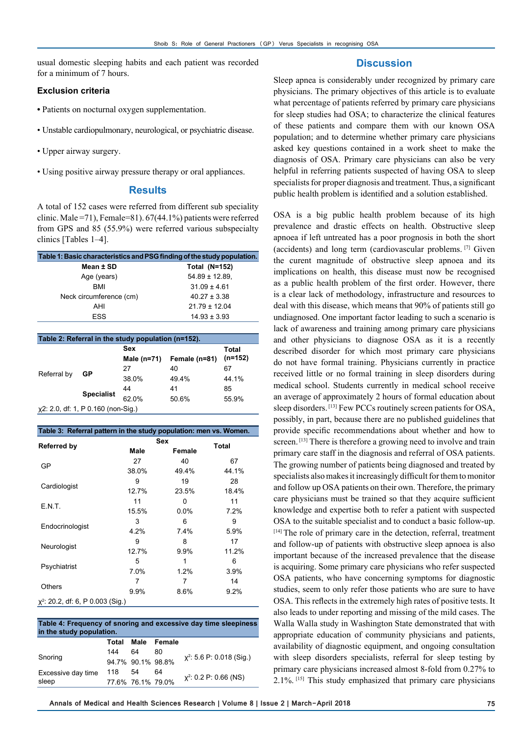usual domestic sleeping habits and each patient was recorded for a minimum of 7 hours.

### Exclusion criteria

- Patients on nocturnal oxygen supplementation.
- Unstable cardiopulmonary, neurological, or psychiatric disease.
- Upper airway surgery.
- Using positive airway pressure therapy or oral appliances.

## Results

A total of 152 cases were referred from different sub speciality clinic. Male =71), Female=81). 67(44.1%) patients were referred from GPS and 85 (55.9%) were referred various subspecialty clinics [Tables 1–4].

**Table 1: Basic characteristics and PSG finding of the study population.**

| Mean ± SD | Total (N=152) |
|---|---|
| Age (years) | 54.89 ± 12.89, |
| BMI | 31.09 ± 4.61 |
| Neck circumference (cm) | 40.27 ± 3.38 |
| AHI | 21.79 ± 12.04 |
| ESS | 14.93 ± 3.93 |

**Table 2: Referral in the study population (n=152).**

| | | Sex | | Total |
|---|---|---|---|---|
| | | Male (n=71) | Female (n=81) | (n=152) |
| Referral by | GP | 27 | 40 | 67 |
| | | 38.0% | 49.4% | 44.1% |
| | Specialist | 44 | 41 | 85 |
| | | 62.0% | 50.6% | 55.9% |

$\chi^2$: 2.0, df: 1, P 0.160 (non-Sig.)

**Table 3: Referral pattern in the study population: men vs. Women.**

| Referred by | Sex | | Total |
|---|---|---|---|
| | Male | Female | |
| GP | 27 | 40 | 67 |
| | 38.0% | 49.4% | 44.1% |
| Cardiologist | 9 | 19 | 28 |
| | 12.7% | 23.5% | 18.4% |
| E.N.T. | 11 | 0 | 11 |
| | 15.5% | 0.0% | 7.2% |
| Endocrinologist | 3 | 6 | 9 |
| | 4.2% | 7.4% | 5.9% |
| Neurologist | 9 | 8 | 17 |
| | 12.7% | 9.9% | 11.2% |
| Psychiatrist | 5 | 1 | 6 |
| | 7.0% | 1.2% | 3.9% |
| Others | 7 | 7 | 14 |
| | 9.9% | 8.6% | 9.2% |

$\chi^2$: 20.2, df: 6, P 0.003 (Sig.)

**Table 4: Frequency of snoring and excessive day time sleepiness in the study population.**

| | Total | Male | Female | |
|---|---|---|---|---|
| Snoring | 144 | 64 | 80 | $\chi^2$: 5.6 P: 0.018 (Sig.) |
| | 94.7% | 90.1% | 98.8% | |
| Excessive day time sleep | 118 | 54 | 64 | $\chi^2$: 0.2 P: 0.66 (NS) |
| | 77.6% | 76.1% | 79.0% | |

## Discussion

Sleep apnea is considerably under recognized by primary care physicians. The primary objectives of this article is to evaluate what percentage of patients referred by primary care physicians for sleep studies had OSA; to characterize the clinical features of these patients and compare them with our known OSA population; and to determine whether primary care physicians asked key questions contained in a work sheet to make the diagnosis of OSA. Primary care physicians can also be very helpful in referring patients suspected of having OSA to sleep specialists for proper diagnosis and treatment. Thus, a significant public health problem is identified and a solution established.

OSA is a big public health problem because of its high prevalence and drastic effects on health. Obstructive sleep apnoea if left untreated has a poor prognosis in both the short (accidents) and long term (cardiovascular problems. [7] Given the curent magnitude of obstructive sleep apnoea and its implications on health, this disease must now be recognised as a public health problem of the first order. However, there is a clear lack of methodology, infrastructure and resources to deal with this disease, which means that 90% of patients still go undiagnosed. One important factor leading to such a scenario is lack of awareness and training among primary care physicians and other physicians to diagnose OSA as it is a recently described disorder for which most primary care physicians do not have formal training. Physicians currently in practice received little or no formal training in sleep disorders during medical school. Students currently in medical school receive an average of approximately 2 hours of formal education about sleep disorders. [13] Few PCCs routinely screen patients for OSA, possibly, in part, because there are no published guidelines that provide specific recommendations about whether and how to screen. [13] There is therefore a growing need to involve and train primary care staff in the diagnosis and referral of OSA patients. The growing number of patients being diagnosed and treated by specialists also makes it increasingly difficult for them to monitor and follow up OSA patients on their own. Therefore, the primary care physicians must be trained so that they acquire sufficient knowledge and expertise both to refer a patient with suspected OSA to the suitable specialist and to conduct a basic follow-up. [14] The role of primary care in the detection, referral, treatment and follow-up of patients with obstructive sleep apnoea is also important because of the increased prevalence that the disease is acquiring. Some primary care physicians who refer suspected OSA patients, who have concerning symptoms for diagnostic studies, seem to only refer those patients who are sure to have OSA. This reflects in the extremely high rates of positive tests. It also leads to under reporting and missing of the mild cases. The Walla Walla study in Washington State demonstrated that with appropriate education of community physicians and patients, availability of diagnostic equipment, and ongoing consultation with sleep disorders specialists, referral for sleep testing by primary care physicians increased almost 8-fold from 0.27% to 2.1%. [15] This study emphasized that primary care physicians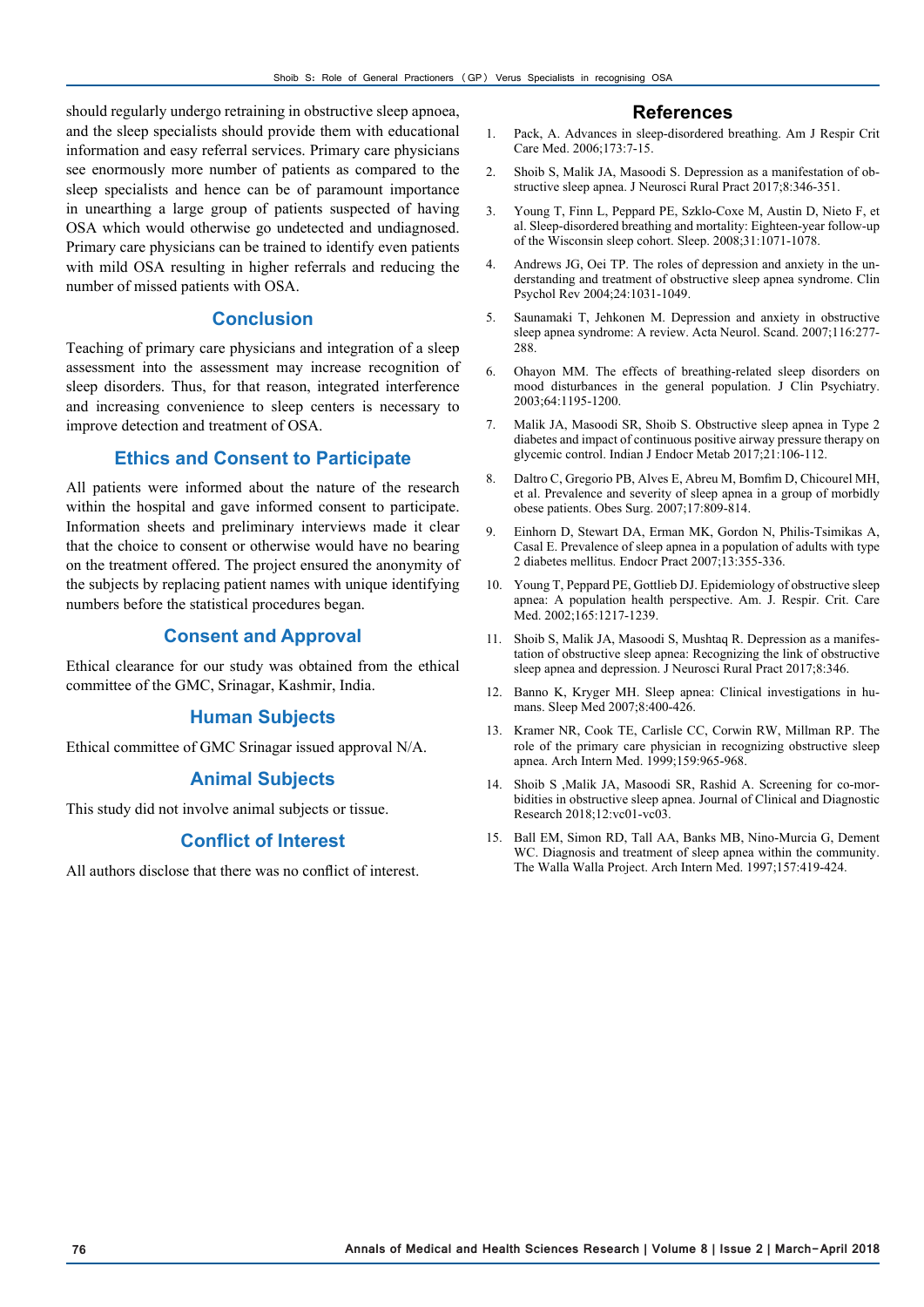should regularly undergo retraining in obstructive sleep apnoea, and the sleep specialists should provide them with educational information and easy referral services. Primary care physicians see enormously more number of patients as compared to the sleep specialists and hence can be of paramount importance in unearthing a large group of patients suspected of having OSA which would otherwise go undetected and undiagnosed. Primary care physicians can be trained to identify even patients with mild OSA resulting in higher referrals and reducing the number of missed patients with OSA.

## Conclusion

Teaching of primary care physicians and integration of a sleep assessment into the assessment may increase recognition of sleep disorders. Thus, for that reason, integrated interference and increasing convenience to sleep centers is necessary to improve detection and treatment of OSA.

## Ethics and Consent to Participate

All patients were informed about the nature of the research within the hospital and gave informed consent to participate. Information sheets and preliminary interviews made it clear that the choice to consent or otherwise would have no bearing on the treatment offered. The project ensured the anonymity of the subjects by replacing patient names with unique identifying numbers before the statistical procedures began.

## Consent and Approval

Ethical clearance for our study was obtained from the ethical committee of the GMC, Srinagar, Kashmir, India.

## Human Subjects

Ethical committee of GMC Srinagar issued approval N/A.

## Animal Subjects

This study did not involve animal subjects or tissue.

## Conflict of Interest

All authors disclose that there was no conflict of interest.

## References

1. Pack, A. Advances in sleep-disordered breathing. Am J Respir Crit Care Med. 2006;173:7-15.
2. Shoib S, Malik JA, Masoodi S. Depression as a manifestation of obstructive sleep apnea. J Neurosci Rural Pract 2017;8:346-351.
3. Young T, Finn L, Peppard PE, Szklo-Coxe M, Austin D, Nieto F, et al. Sleep-disordered breathing and mortality: Eighteen-year follow-up of the Wisconsin sleep cohort. Sleep. 2008;31:1071-1078.
4. Andrews JG, Oei TP. The roles of depression and anxiety in the understanding and treatment of obstructive sleep apnea syndrome. Clin Psychol Rev 2004;24:1031-1049.
5. Saunamaki T, Jehkonen M. Depression and anxiety in obstructive sleep apnea syndrome: A review. Acta Neurol. Scand. 2007;116:277-288.
6. Ohayon MM. The effects of breathing-related sleep disorders on mood disturbances in the general population. J Clin Psychiatry. 2003;64:1195-1200.
7. Malik JA, Masoodi SR, Shoib S. Obstructive sleep apnea in Type 2 diabetes and impact of continuous positive airway pressure therapy on glycemic control. Indian J Endocr Metab 2017;21:106-112.
8. Daltro C, Gregorio PB, Alves E, Abreu M, Bomfim D, Chicourel MH, et al. Prevalence and severity of sleep apnea in a group of morbidly obese patients. Obes Surg. 2007;17:809-814.
9. Einhorn D, Stewart DA, Erman MK, Gordon N, Philis-Tsimikas A, Casal E. Prevalence of sleep apnea in a population of adults with type 2 diabetes mellitus. Endocr Pract 2007;13:355-336.
10. Young T, Peppard PE, Gottlieb DJ. Epidemiology of obstructive sleep apnea: A population health perspective. Am. J. Respir. Crit. Care Med. 2002;165:1217-1239.
11. Shoib S, Malik JA, Masoodi S, Mushtaq R. Depression as a manifestation of obstructive sleep apnea: Recognizing the link of obstructive sleep apnea and depression. J Neurosci Rural Pract 2017;8:346.
12. Banno K, Kryger MH. Sleep apnea: Clinical investigations in humans. Sleep Med 2007;8:400-426.
13. Kramer NR, Cook TE, Carlisle CC, Corwin RW, Millman RP. The role of the primary care physician in recognizing obstructive sleep apnea. Arch Intern Med. 1999;159:965-968.
14. Shoib S ,Malik JA, Masoodi SR, Rashid A. Screening for co-morbidities in obstructive sleep apnea. Journal of Clinical and Diagnostic Research 2018;12:vc01-vc03.
15. Ball EM, Simon RD, Tall AA, Banks MB, Nino-Murcia G, Dement WC. Diagnosis and treatment of sleep apnea within the community. The Walla Walla Project. Arch Intern Med. 1997;157:419-424.